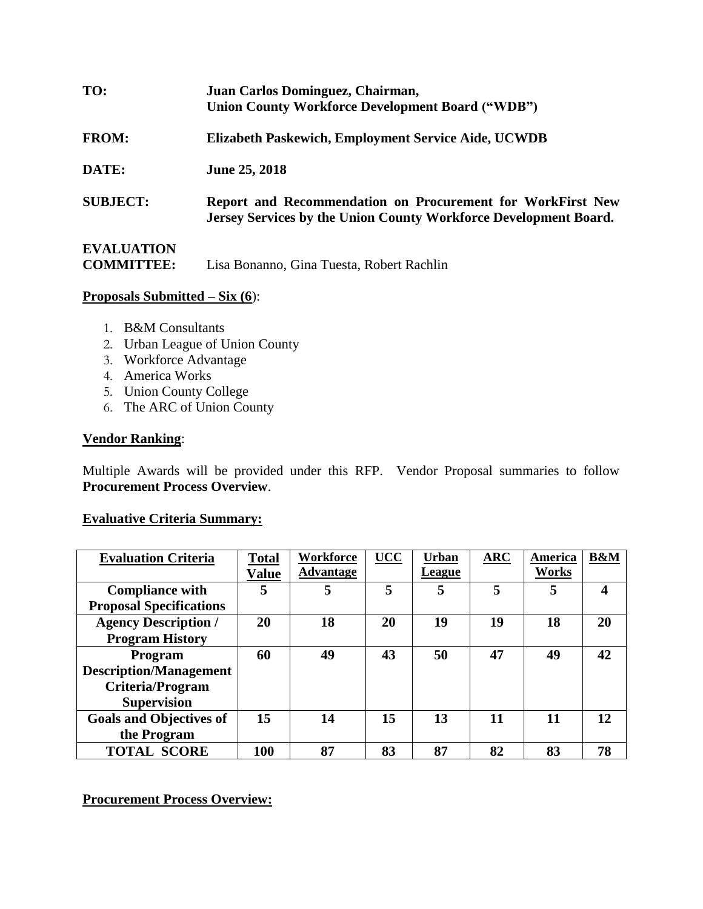**TO:** **Juan Carlos Dominguez, Chairman, Union County Workforce Development Board ("WDB")**

**FROM:** **Elizabeth Paskewich, Employment Service Aide, UCWDB**

**DATE:** **June 25, 2018**

**SUBJECT:** **Report and Recommendation on Procurement for WorkFirst New Jersey Services by the Union County Workforce Development Board.**

**EVALUATION COMMITTEE:** Lisa Bonanno, Gina Tuesta, Robert Rachlin

**Proposals Submitted – Six (6)**:

1. B&M Consultants
2. Urban League of Union County
3. Workforce Advantage
4. America Works
5. Union County College
6. The ARC of Union County

**Vendor Ranking**:

Multiple Awards will be provided under this RFP. Vendor Proposal summaries to follow **Procurement Process Overview**.

**Evaluative Criteria Summary:**

| Evaluation Criteria | Total Value | Workforce Advantage | UCC | Urban League | ARC | America Works | B&M |
|---|---|---|---|---|---|---|---|
| **Compliance with Proposal Specifications** | **5** | **5** | **5** | **5** | **5** | **5** | **4** |
| **Agency Description / Program History** | **20** | **18** | **20** | **19** | **19** | **18** | **20** |
| **Program Description/Management Criteria/Program Supervision** | **60** | **49** | **43** | **50** | **47** | **49** | **42** |
| **Goals and Objectives of the Program** | **15** | **14** | **15** | **13** | **11** | **11** | **12** |
| **TOTAL SCORE** | **100** | **87** | **83** | **87** | **82** | **83** | **78** |

**Procurement Process Overview:**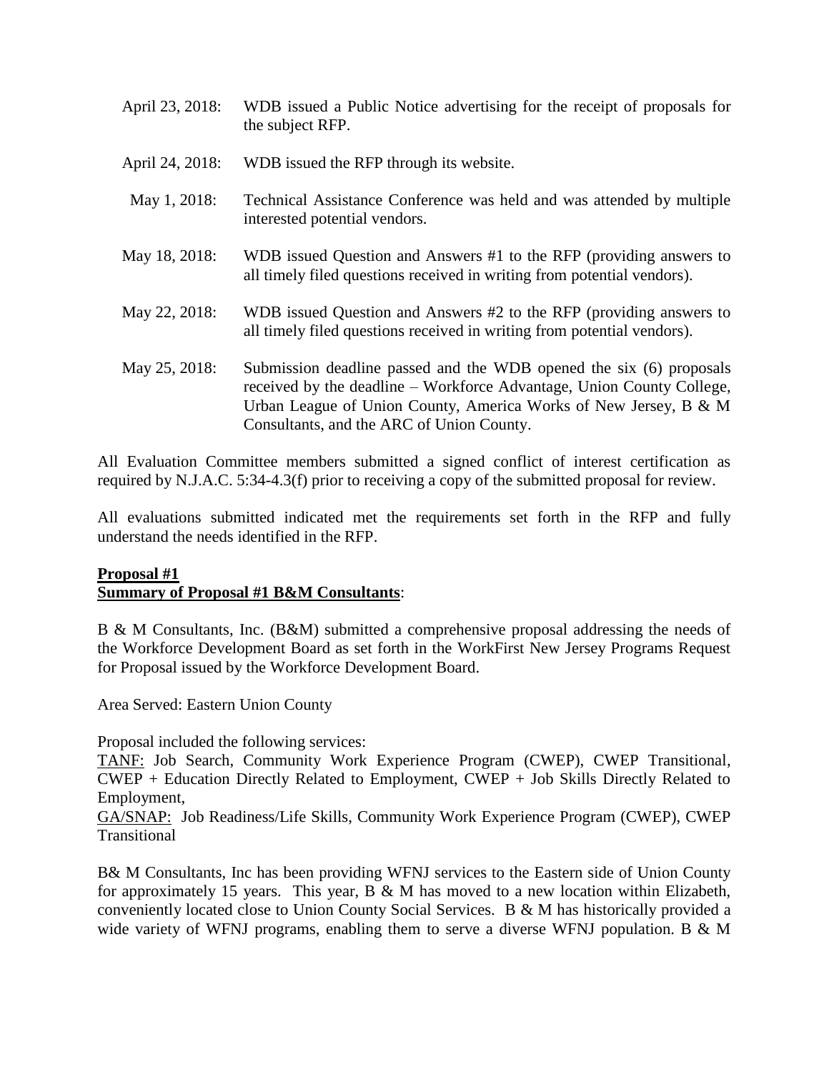April 23, 2018: WDB issued a Public Notice advertising for the receipt of proposals for the subject RFP.

April 24, 2018: WDB issued the RFP through its website.

May 1, 2018: Technical Assistance Conference was held and was attended by multiple interested potential vendors.

May 18, 2018: WDB issued Question and Answers #1 to the RFP (providing answers to all timely filed questions received in writing from potential vendors).

May 22, 2018: WDB issued Question and Answers #2 to the RFP (providing answers to all timely filed questions received in writing from potential vendors).

May 25, 2018: Submission deadline passed and the WDB opened the six (6) proposals received by the deadline – Workforce Advantage, Union County College, Urban League of Union County, America Works of New Jersey, B & M Consultants, and the ARC of Union County.

All Evaluation Committee members submitted a signed conflict of interest certification as required by N.J.A.C. 5:34-4.3(f) prior to receiving a copy of the submitted proposal for review.

All evaluations submitted indicated met the requirements set forth in the RFP and fully understand the needs identified in the RFP.

**Proposal #1**
**Summary of Proposal #1 B&M Consultants**:

B & M Consultants, Inc. (B&M) submitted a comprehensive proposal addressing the needs of the Workforce Development Board as set forth in the WorkFirst New Jersey Programs Request for Proposal issued by the Workforce Development Board.

Area Served: Eastern Union County

Proposal included the following services:
TANF: Job Search, Community Work Experience Program (CWEP), CWEP Transitional, CWEP + Education Directly Related to Employment, CWEP + Job Skills Directly Related to Employment,
GA/SNAP: Job Readiness/Life Skills, Community Work Experience Program (CWEP), CWEP Transitional

B& M Consultants, Inc has been providing WFNJ services to the Eastern side of Union County for approximately 15 years. This year, B & M has moved to a new location within Elizabeth, conveniently located close to Union County Social Services. B & M has historically provided a wide variety of WFNJ programs, enabling them to serve a diverse WFNJ population. B & M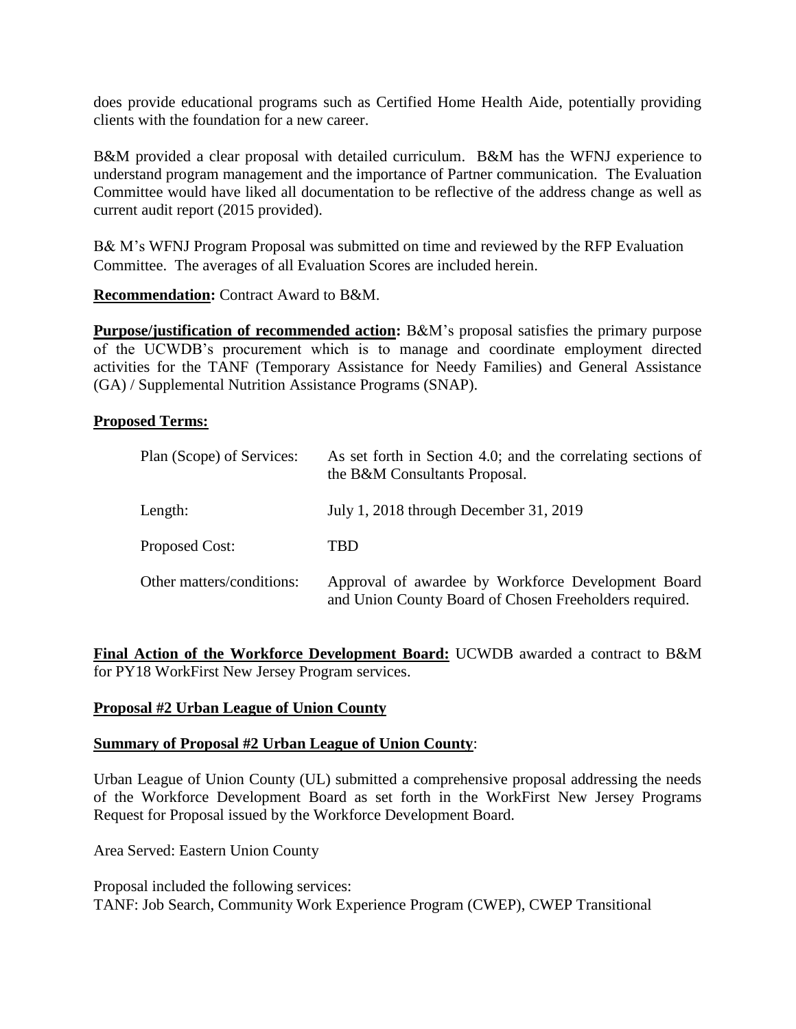does provide educational programs such as Certified Home Health Aide, potentially providing clients with the foundation for a new career.

B&M provided a clear proposal with detailed curriculum. B&M has the WFNJ experience to understand program management and the importance of Partner communication. The Evaluation Committee would have liked all documentation to be reflective of the address change as well as current audit report (2015 provided).

B& M's WFNJ Program Proposal was submitted on time and reviewed by the RFP Evaluation Committee. The averages of all Evaluation Scores are included herein.

**Recommendation:** Contract Award to B&M.

**Purpose/justification of recommended action:** B&M's proposal satisfies the primary purpose of the UCWDB's procurement which is to manage and coordinate employment directed activities for the TANF (Temporary Assistance for Needy Families) and General Assistance (GA) / Supplemental Nutrition Assistance Programs (SNAP).

**Proposed Terms:**

| | |
|---|---|
| Plan (Scope) of Services: | As set forth in Section 4.0; and the correlating sections of the B&M Consultants Proposal. |
| Length: | July 1, 2018 through December 31, 2019 |
| Proposed Cost: | TBD |
| Other matters/conditions: | Approval of awardee by Workforce Development Board and Union County Board of Chosen Freeholders required. |

**Final Action of the Workforce Development Board:** UCWDB awarded a contract to B&M for PY18 WorkFirst New Jersey Program services.

**Proposal #2 Urban League of Union County**

**Summary of Proposal #2 Urban League of Union County**:

Urban League of Union County (UL) submitted a comprehensive proposal addressing the needs of the Workforce Development Board as set forth in the WorkFirst New Jersey Programs Request for Proposal issued by the Workforce Development Board.

Area Served: Eastern Union County

Proposal included the following services:
TANF: Job Search, Community Work Experience Program (CWEP), CWEP Transitional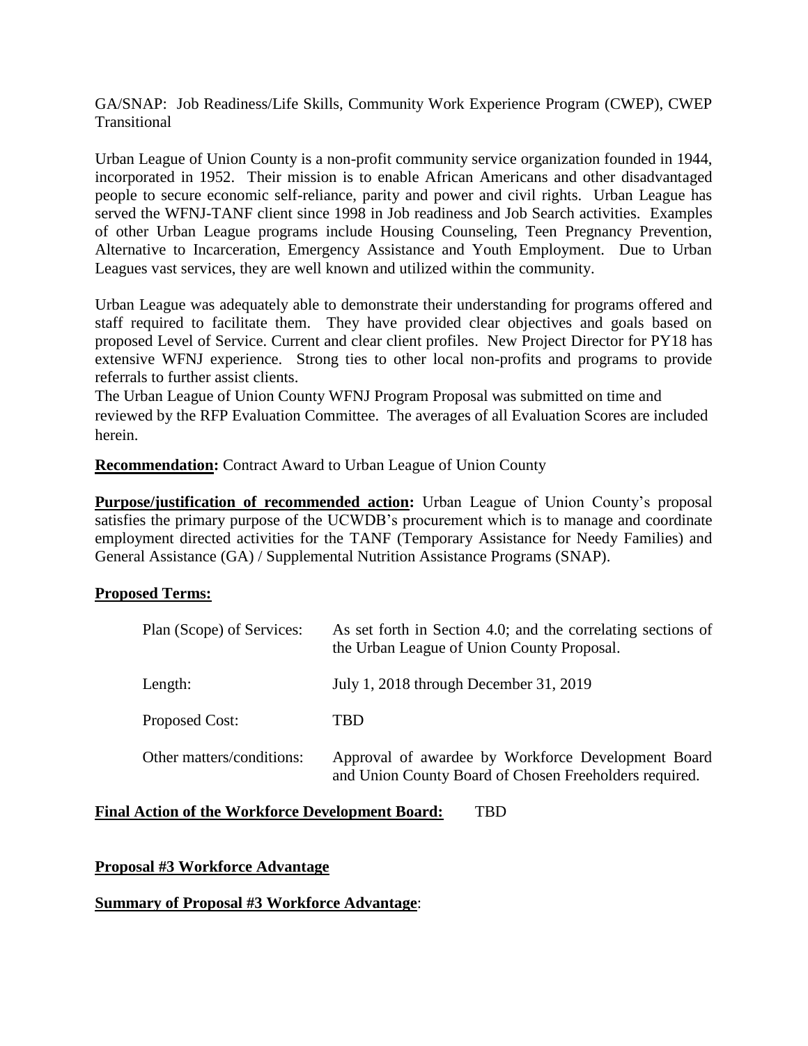GA/SNAP: Job Readiness/Life Skills, Community Work Experience Program (CWEP), CWEP Transitional

Urban League of Union County is a non-profit community service organization founded in 1944, incorporated in 1952. Their mission is to enable African Americans and other disadvantaged people to secure economic self-reliance, parity and power and civil rights. Urban League has served the WFNJ-TANF client since 1998 in Job readiness and Job Search activities. Examples of other Urban League programs include Housing Counseling, Teen Pregnancy Prevention, Alternative to Incarceration, Emergency Assistance and Youth Employment. Due to Urban Leagues vast services, they are well known and utilized within the community.

Urban League was adequately able to demonstrate their understanding for programs offered and staff required to facilitate them. They have provided clear objectives and goals based on proposed Level of Service. Current and clear client profiles. New Project Director for PY18 has extensive WFNJ experience. Strong ties to other local non-profits and programs to provide referrals to further assist clients.

The Urban League of Union County WFNJ Program Proposal was submitted on time and reviewed by the RFP Evaluation Committee. The averages of all Evaluation Scores are included herein.

**Recommendation:** Contract Award to Urban League of Union County

**Purpose/justification of recommended action:** Urban League of Union County's proposal satisfies the primary purpose of the UCWDB's procurement which is to manage and coordinate employment directed activities for the TANF (Temporary Assistance for Needy Families) and General Assistance (GA) / Supplemental Nutrition Assistance Programs (SNAP).

**Proposed Terms:**

| | |
|---|---|
| Plan (Scope) of Services: | As set forth in Section 4.0; and the correlating sections of the Urban League of Union County Proposal. |
| Length: | July 1, 2018 through December 31, 2019 |
| Proposed Cost: | TBD |
| Other matters/conditions: | Approval of awardee by Workforce Development Board and Union County Board of Chosen Freeholders required. |

**Final Action of the Workforce Development Board:** TBD

**Proposal #3 Workforce Advantage**

**Summary of Proposal #3 Workforce Advantage**: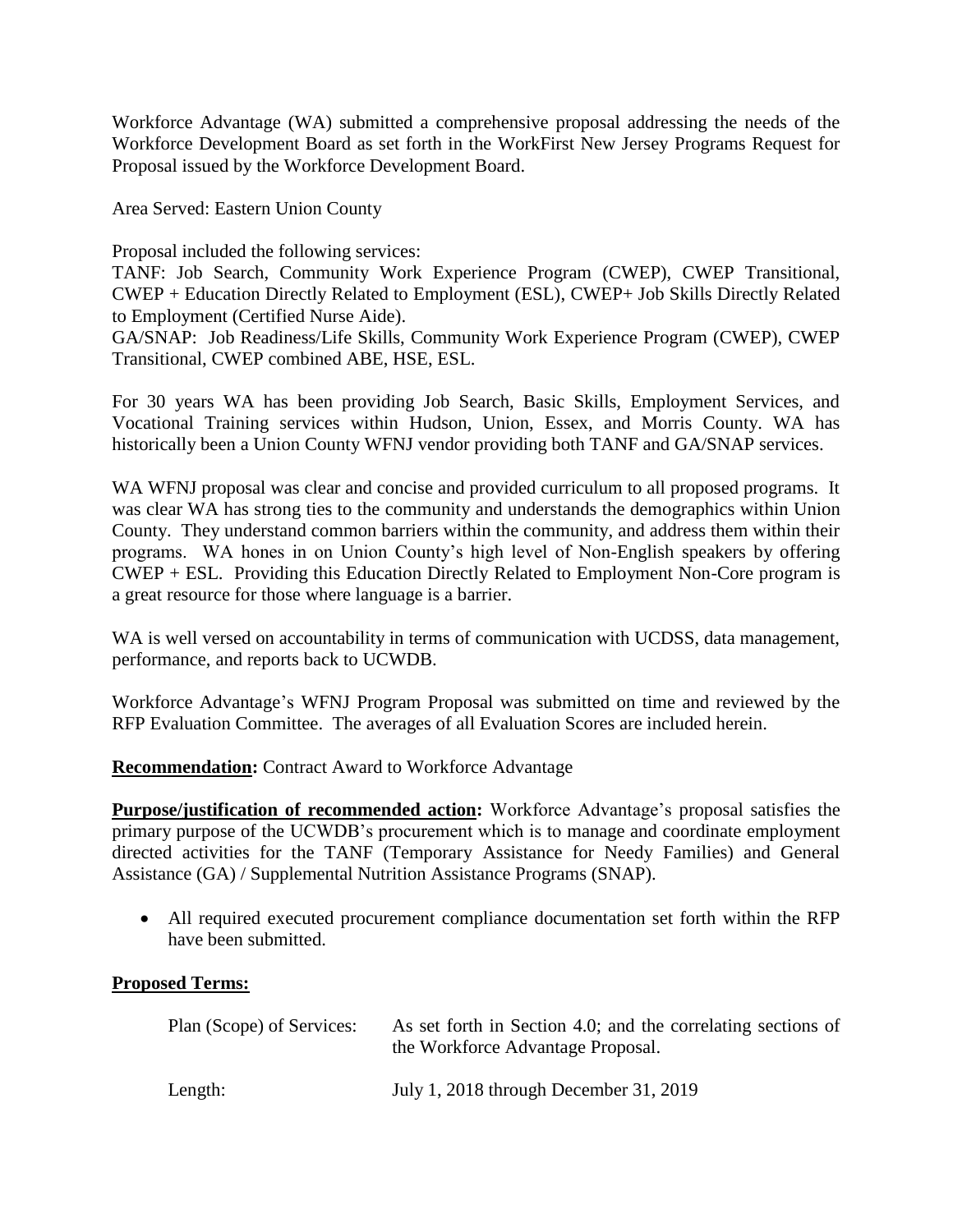Workforce Advantage (WA) submitted a comprehensive proposal addressing the needs of the Workforce Development Board as set forth in the WorkFirst New Jersey Programs Request for Proposal issued by the Workforce Development Board.

Area Served: Eastern Union County

Proposal included the following services:
TANF: Job Search, Community Work Experience Program (CWEP), CWEP Transitional, CWEP + Education Directly Related to Employment (ESL), CWEP+ Job Skills Directly Related to Employment (Certified Nurse Aide).
GA/SNAP: Job Readiness/Life Skills, Community Work Experience Program (CWEP), CWEP Transitional, CWEP combined ABE, HSE, ESL.

For 30 years WA has been providing Job Search, Basic Skills, Employment Services, and Vocational Training services within Hudson, Union, Essex, and Morris County. WA has historically been a Union County WFNJ vendor providing both TANF and GA/SNAP services.

WA WFNJ proposal was clear and concise and provided curriculum to all proposed programs. It was clear WA has strong ties to the community and understands the demographics within Union County. They understand common barriers within the community, and address them within their programs. WA hones in on Union County's high level of Non-English speakers by offering CWEP + ESL. Providing this Education Directly Related to Employment Non-Core program is a great resource for those where language is a barrier.

WA is well versed on accountability in terms of communication with UCDSS, data management, performance, and reports back to UCWDB.

Workforce Advantage's WFNJ Program Proposal was submitted on time and reviewed by the RFP Evaluation Committee. The averages of all Evaluation Scores are included herein.

**Recommendation:** Contract Award to Workforce Advantage

**Purpose/justification of recommended action:** Workforce Advantage's proposal satisfies the primary purpose of the UCWDB's procurement which is to manage and coordinate employment directed activities for the TANF (Temporary Assistance for Needy Families) and General Assistance (GA) / Supplemental Nutrition Assistance Programs (SNAP).

- All required executed procurement compliance documentation set forth within the RFP have been submitted.

**Proposed Terms:**

Plan (Scope) of Services: As set forth in Section 4.0; and the correlating sections of the Workforce Advantage Proposal.

Length: July 1, 2018 through December 31, 2019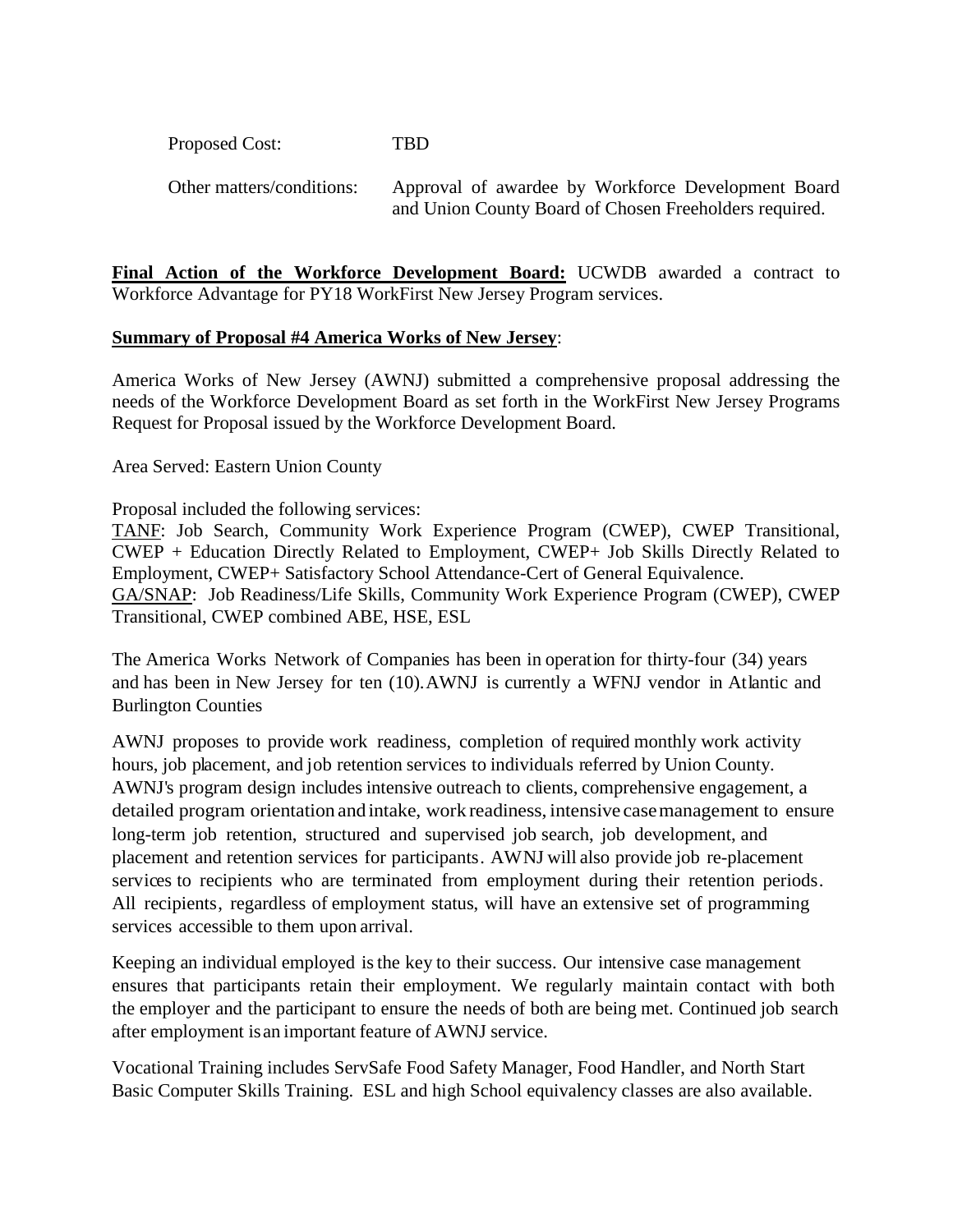Proposed Cost: TBD

Other matters/conditions: Approval of awardee by Workforce Development Board and Union County Board of Chosen Freeholders required.

**Final Action of the Workforce Development Board:** UCWDB awarded a contract to Workforce Advantage for PY18 WorkFirst New Jersey Program services.

**Summary of Proposal #4 America Works of New Jersey**:

America Works of New Jersey (AWNJ) submitted a comprehensive proposal addressing the needs of the Workforce Development Board as set forth in the WorkFirst New Jersey Programs Request for Proposal issued by the Workforce Development Board.

Area Served: Eastern Union County

Proposal included the following services:
TANF: Job Search, Community Work Experience Program (CWEP), CWEP Transitional, CWEP + Education Directly Related to Employment, CWEP+ Job Skills Directly Related to Employment, CWEP+ Satisfactory School Attendance-Cert of General Equivalence.
GA/SNAP: Job Readiness/Life Skills, Community Work Experience Program (CWEP), CWEP Transitional, CWEP combined ABE, HSE, ESL

The America Works Network of Companies has been in operation for thirty-four (34) years and has been in New Jersey for ten (10). AWNJ is currently a WFNJ vendor in Atlantic and Burlington Counties

AWNJ proposes to provide work readiness, completion of required monthly work activity hours, job placement, and job retention services to individuals referred by Union County. AWNJ's program design includes intensive outreach to clients, comprehensive engagement, a detailed program orientation and intake, work readiness, intensive case management to ensure long-term job retention, structured and supervised job search, job development, and placement and retention services for participants. AWNJ will also provide job re-placement services to recipients who are terminated from employment during their retention periods. All recipients, regardless of employment status, will have an extensive set of programming services accessible to them upon arrival.

Keeping an individual employed is the key to their success. Our intensive case management ensures that participants retain their employment. We regularly maintain contact with both the employer and the participant to ensure the needs of both are being met. Continued job search after employment is an important feature of AWNJ service.

Vocational Training includes ServSafe Food Safety Manager, Food Handler, and North Start Basic Computer Skills Training. ESL and high School equivalency classes are also available.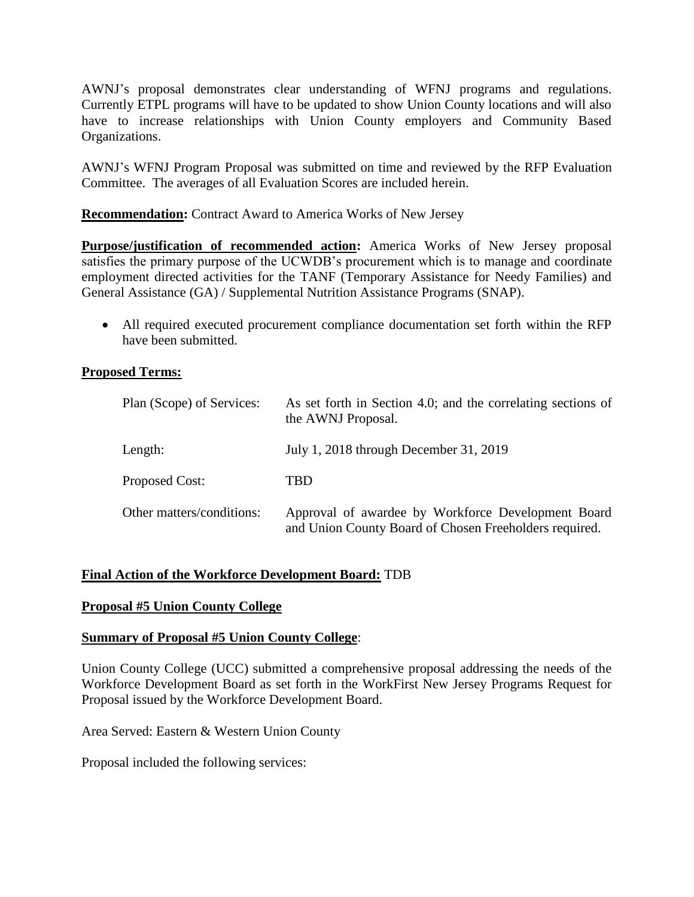AWNJ's proposal demonstrates clear understanding of WFNJ programs and regulations. Currently ETPL programs will have to be updated to show Union County locations and will also have to increase relationships with Union County employers and Community Based Organizations.

AWNJ's WFNJ Program Proposal was submitted on time and reviewed by the RFP Evaluation Committee. The averages of all Evaluation Scores are included herein.

**Recommendation:** Contract Award to America Works of New Jersey

**Purpose/justification of recommended action:** America Works of New Jersey proposal satisfies the primary purpose of the UCWDB's procurement which is to manage and coordinate employment directed activities for the TANF (Temporary Assistance for Needy Families) and General Assistance (GA) / Supplemental Nutrition Assistance Programs (SNAP).

- All required executed procurement compliance documentation set forth within the RFP have been submitted.

**Proposed Terms:**

| | |
|---|---|
| Plan (Scope) of Services: | As set forth in Section 4.0; and the correlating sections of the AWNJ Proposal. |
| Length: | July 1, 2018 through December 31, 2019 |
| Proposed Cost: | TBD |
| Other matters/conditions: | Approval of awardee by Workforce Development Board and Union County Board of Chosen Freeholders required. |

**Final Action of the Workforce Development Board:** TDB

**Proposal #5 Union County College**

**Summary of Proposal #5 Union County College**:

Union County College (UCC) submitted a comprehensive proposal addressing the needs of the Workforce Development Board as set forth in the WorkFirst New Jersey Programs Request for Proposal issued by the Workforce Development Board.

Area Served: Eastern & Western Union County

Proposal included the following services: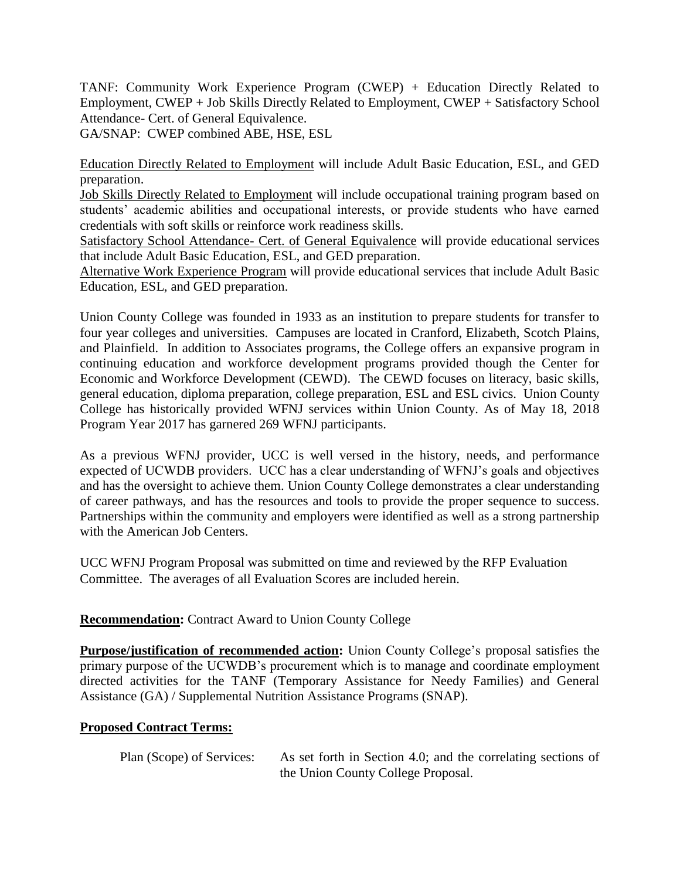TANF: Community Work Experience Program (CWEP) + Education Directly Related to Employment, CWEP + Job Skills Directly Related to Employment, CWEP + Satisfactory School Attendance- Cert. of General Equivalence.
GA/SNAP: CWEP combined ABE, HSE, ESL

Education Directly Related to Employment will include Adult Basic Education, ESL, and GED preparation.
Job Skills Directly Related to Employment will include occupational training program based on students' academic abilities and occupational interests, or provide students who have earned credentials with soft skills or reinforce work readiness skills.
Satisfactory School Attendance- Cert. of General Equivalence will provide educational services that include Adult Basic Education, ESL, and GED preparation.
Alternative Work Experience Program will provide educational services that include Adult Basic Education, ESL, and GED preparation.

Union County College was founded in 1933 as an institution to prepare students for transfer to four year colleges and universities. Campuses are located in Cranford, Elizabeth, Scotch Plains, and Plainfield. In addition to Associates programs, the College offers an expansive program in continuing education and workforce development programs provided though the Center for Economic and Workforce Development (CEWD). The CEWD focuses on literacy, basic skills, general education, diploma preparation, college preparation, ESL and ESL civics. Union County College has historically provided WFNJ services within Union County. As of May 18, 2018 Program Year 2017 has garnered 269 WFNJ participants.

As a previous WFNJ provider, UCC is well versed in the history, needs, and performance expected of UCWDB providers. UCC has a clear understanding of WFNJ's goals and objectives and has the oversight to achieve them. Union County College demonstrates a clear understanding of career pathways, and has the resources and tools to provide the proper sequence to success. Partnerships within the community and employers were identified as well as a strong partnership with the American Job Centers.

UCC WFNJ Program Proposal was submitted on time and reviewed by the RFP Evaluation Committee. The averages of all Evaluation Scores are included herein.

**Recommendation:** Contract Award to Union County College

**Purpose/justification of recommended action:** Union County College's proposal satisfies the primary purpose of the UCWDB's procurement which is to manage and coordinate employment directed activities for the TANF (Temporary Assistance for Needy Families) and General Assistance (GA) / Supplemental Nutrition Assistance Programs (SNAP).

**Proposed Contract Terms:**

Plan (Scope) of Services: As set forth in Section 4.0; and the correlating sections of the Union County College Proposal.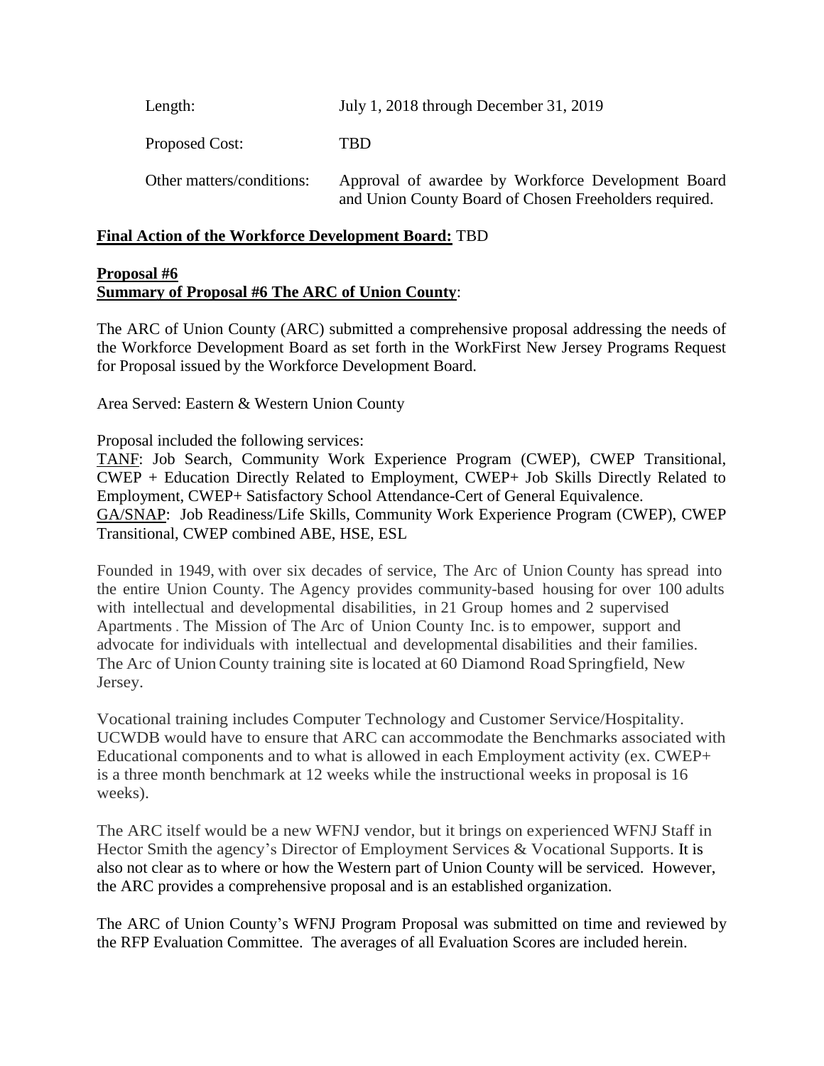| | |
|---|---|
| Length: | July 1, 2018 through December 31, 2019 |
| Proposed Cost: | TBD |
| Other matters/conditions: | Approval of awardee by Workforce Development Board and Union County Board of Chosen Freeholders required. |

**Final Action of the Workforce Development Board:** TBD

**Proposal #6**
**Summary of Proposal #6 The ARC of Union County**:

The ARC of Union County (ARC) submitted a comprehensive proposal addressing the needs of the Workforce Development Board as set forth in the WorkFirst New Jersey Programs Request for Proposal issued by the Workforce Development Board.

Area Served: Eastern & Western Union County

Proposal included the following services:
TANF: Job Search, Community Work Experience Program (CWEP), CWEP Transitional, CWEP + Education Directly Related to Employment, CWEP+ Job Skills Directly Related to Employment, CWEP+ Satisfactory School Attendance-Cert of General Equivalence.
GA/SNAP: Job Readiness/Life Skills, Community Work Experience Program (CWEP), CWEP Transitional, CWEP combined ABE, HSE, ESL

Founded in 1949, with over six decades of service, The Arc of Union County has spread into the entire Union County. The Agency provides community-based housing for over 100 adults with intellectual and developmental disabilities, in 21 Group homes and 2 supervised Apartments . The Mission of The Arc of Union County Inc. is to empower, support and advocate for individuals with intellectual and developmental disabilities and their families. The Arc of Union County training site is located at 60 Diamond Road Springfield, New Jersey.

Vocational training includes Computer Technology and Customer Service/Hospitality. UCWDB would have to ensure that ARC can accommodate the Benchmarks associated with Educational components and to what is allowed in each Employment activity (ex. CWEP+ is a three month benchmark at 12 weeks while the instructional weeks in proposal is 16 weeks).

The ARC itself would be a new WFNJ vendor, but it brings on experienced WFNJ Staff in Hector Smith the agency's Director of Employment Services & Vocational Supports. It is also not clear as to where or how the Western part of Union County will be serviced. However, the ARC provides a comprehensive proposal and is an established organization.

The ARC of Union County's WFNJ Program Proposal was submitted on time and reviewed by the RFP Evaluation Committee. The averages of all Evaluation Scores are included herein.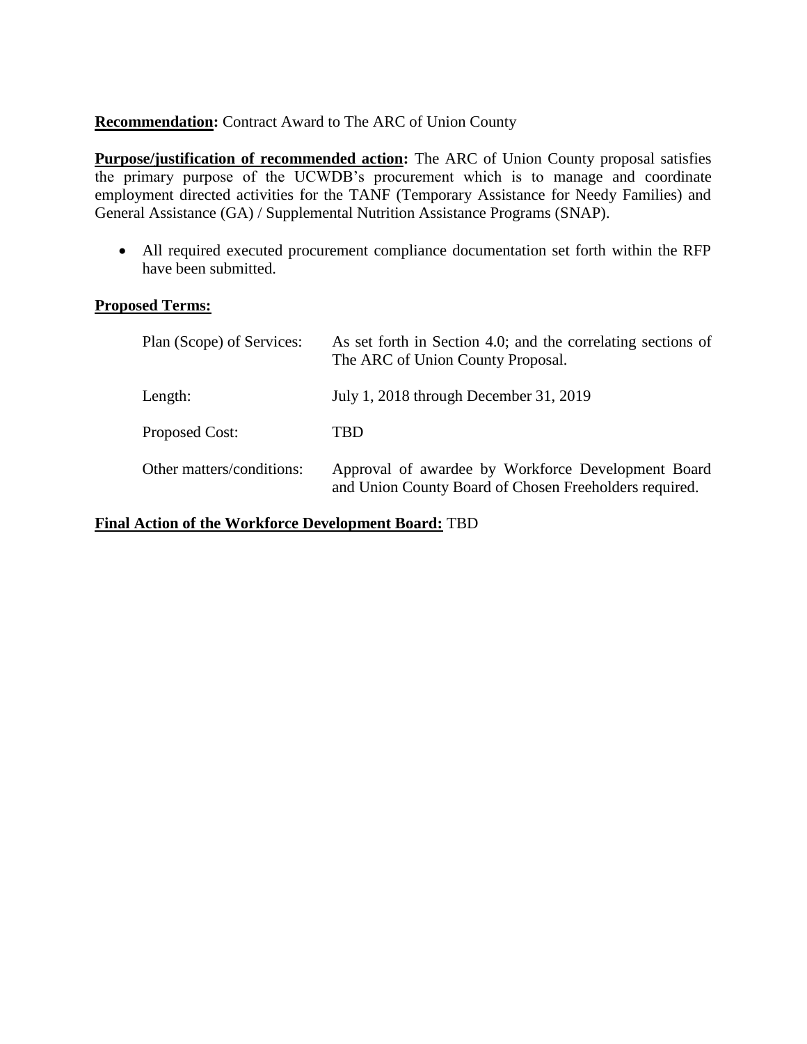**Recommendation:** Contract Award to The ARC of Union County

**Purpose/justification of recommended action:** The ARC of Union County proposal satisfies the primary purpose of the UCWDB's procurement which is to manage and coordinate employment directed activities for the TANF (Temporary Assistance for Needy Families) and General Assistance (GA) / Supplemental Nutrition Assistance Programs (SNAP).

- All required executed procurement compliance documentation set forth within the RFP have been submitted.

**Proposed Terms:**

| | |
|---|---|
| Plan (Scope) of Services: | As set forth in Section 4.0; and the correlating sections of The ARC of Union County Proposal. |
| Length: | July 1, 2018 through December 31, 2019 |
| Proposed Cost: | TBD |
| Other matters/conditions: | Approval of awardee by Workforce Development Board and Union County Board of Chosen Freeholders required. |

**Final Action of the Workforce Development Board:** TBD